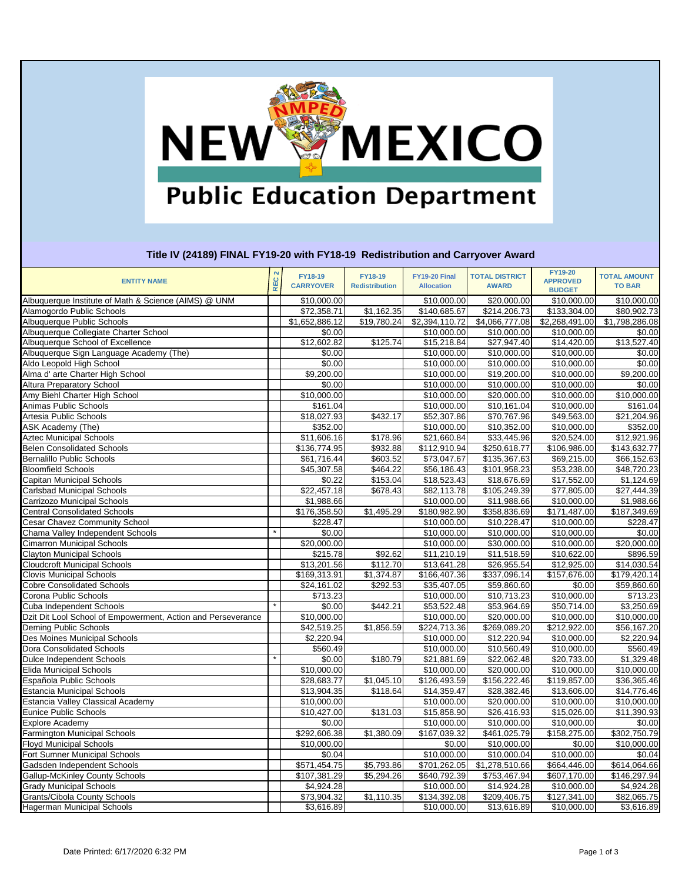# New Mexico Public Education Department

## Title IV (24189) FINAL FY19-20 with FY18-19 Redistribution and Carryover Award

| ENTITY NAME | REC 2 | FY18-19 CARRYOVER | FY18-19 Redistribution | FY19-20 Final Allocation | TOTAL DISTRICT AWARD | FY19-20 APPROVED BUDGET | TOTAL AMOUNT TO BAR |
|---|---|---|---|---|---|---|---|
| Albuquerque Institute of Math & Science (AIMS) @ UNM | | $10,000.00 | | $10,000.00 | $20,000.00 | $10,000.00 | $10,000.00 |
| Alamogordo Public Schools | | $72,358.71 | $1,162.35 | $140,685.67 | $214,206.73 | $133,304.00 | $80,902.73 |
| Albuquerque Public Schools | | $1,652,886.12 | $19,780.24 | $2,394,110.72 | $4,066,777.08 | $2,268,491.00 | $1,798,286.08 |
| Albuquerque Collegiate Charter School | | $0.00 | | $10,000.00 | $10,000.00 | $10,000.00 | $0.00 |
| Albuquerque School of Excellence | | $12,602.82 | $125.74 | $15,218.84 | $27,947.40 | $14,420.00 | $13,527.40 |
| Albuquerque Sign Language Academy (The) | | $0.00 | | $10,000.00 | $10,000.00 | $10,000.00 | $0.00 |
| Aldo Leopold High School | | $0.00 | | $10,000.00 | $10,000.00 | $10,000.00 | $0.00 |
| Alma d' arte Charter High School | | $9,200.00 | | $10,000.00 | $19,200.00 | $10,000.00 | $9,200.00 |
| Altura Preparatory School | | $0.00 | | $10,000.00 | $10,000.00 | $10,000.00 | $0.00 |
| Amy Biehl Charter High School | | $10,000.00 | | $10,000.00 | $20,000.00 | $10,000.00 | $10,000.00 |
| Animas Public Schools | | $161.04 | | $10,000.00 | $10,161.04 | $10,000.00 | $161.04 |
| Artesia Public Schools | | $18,027.93 | $432.17 | $52,307.86 | $70,767.96 | $49,563.00 | $21,204.96 |
| ASK Academy (The) | | $352.00 | | $10,000.00 | $10,352.00 | $10,000.00 | $352.00 |
| Aztec Municipal Schools | | $11,606.16 | $178.96 | $21,660.84 | $33,445.96 | $20,524.00 | $12,921.96 |
| Belen Consolidated Schools | | $136,774.95 | $932.88 | $112,910.94 | $250,618.77 | $106,986.00 | $143,632.77 |
| Bernalillo Public Schools | | $61,716.44 | $603.52 | $73,047.67 | $135,367.63 | $69,215.00 | $66,152.63 |
| Bloomfield Schools | | $45,307.58 | $464.22 | $56,186.43 | $101,958.23 | $53,238.00 | $48,720.23 |
| Capitan Municipal Schools | | $0.22 | $153.04 | $18,523.43 | $18,676.69 | $17,552.00 | $1,124.69 |
| Carlsbad Municipal Schools | | $22,457.18 | $678.43 | $82,113.78 | $105,249.39 | $77,805.00 | $27,444.39 |
| Carrizozo Municipal Schools | | $1,988.66 | | $10,000.00 | $11,988.66 | $10,000.00 | $1,988.66 |
| Central Consolidated Schools | | $176,358.50 | $1,495.29 | $180,982.90 | $358,836.69 | $171,487.00 | $187,349.69 |
| Cesar Chavez Community School | | $228.47 | | $10,000.00 | $10,228.47 | $10,000.00 | $228.47 |
| Chama Valley Independent Schools | * | $0.00 | | $10,000.00 | $10,000.00 | $10,000.00 | $0.00 |
| Cimarron Municipal Schools | | $20,000.00 | | $10,000.00 | $30,000.00 | $10,000.00 | $20,000.00 |
| Clayton Municipal Schools | | $215.78 | $92.62 | $11,210.19 | $11,518.59 | $10,622.00 | $896.59 |
| Cloudcroft Municipal Schools | | $13,201.56 | $112.70 | $13,641.28 | $26,955.54 | $12,925.00 | $14,030.54 |
| Clovis Municipal Schools | | $169,313.91 | $1,374.87 | $166,407.36 | $337,096.14 | $157,676.00 | $179,420.14 |
| Cobre Consolidated Schools | | $24,161.02 | $292.53 | $35,407.05 | $59,860.60 | $0.00 | $59,860.60 |
| Corona Public Schools | | $713.23 | | $10,000.00 | $10,713.23 | $10,000.00 | $713.23 |
| Cuba Independent Schools | * | $0.00 | $442.21 | $53,522.48 | $53,964.69 | $50,714.00 | $3,250.69 |
| Dzit Dit Lool School of Empowerment, Action and Perseverance | | $10,000.00 | | $10,000.00 | $20,000.00 | $10,000.00 | $10,000.00 |
| Deming Public Schools | | $42,519.25 | $1,856.59 | $224,713.36 | $269,089.20 | $212,922.00 | $56,167.20 |
| Des Moines Municipal Schools | | $2,220.94 | | $10,000.00 | $12,220.94 | $10,000.00 | $2,220.94 |
| Dora Consolidated Schools | | $560.49 | | $10,000.00 | $10,560.49 | $10,000.00 | $560.49 |
| Dulce Independent Schools | * | $0.00 | $180.79 | $21,881.69 | $22,062.48 | $20,733.00 | $1,329.48 |
| Elida Municipal Schools | | $10,000.00 | | $10,000.00 | $20,000.00 | $10,000.00 | $10,000.00 |
| Española Public Schools | | $28,683.77 | $1,045.10 | $126,493.59 | $156,222.46 | $119,857.00 | $36,365.46 |
| Estancia Municipal Schools | | $13,904.35 | $118.64 | $14,359.47 | $28,382.46 | $13,606.00 | $14,776.46 |
| Estancia Valley Classical Academy | | $10,000.00 | | $10,000.00 | $20,000.00 | $10,000.00 | $10,000.00 |
| Eunice Public Schools | | $10,427.00 | $131.03 | $15,858.90 | $26,416.93 | $15,026.00 | $11,390.93 |
| Explore Academy | | $0.00 | | $10,000.00 | $10,000.00 | $10,000.00 | $0.00 |
| Farmington Municipal Schools | | $292,606.38 | $1,380.09 | $167,039.32 | $461,025.79 | $158,275.00 | $302,750.79 |
| Floyd Municipal Schools | | $10,000.00 | | $0.00 | $10,000.00 | $0.00 | $10,000.00 |
| Fort Sumner Municipal Schools | | $0.04 | | $10,000.00 | $10,000.04 | $10,000.00 | $0.04 |
| Gadsden Independent Schools | | $571,454.75 | $5,793.86 | $701,262.05 | $1,278,510.66 | $664,446.00 | $614,064.66 |
| Gallup-McKinley County Schools | | $107,381.29 | $5,294.26 | $640,792.39 | $753,467.94 | $607,170.00 | $146,297.94 |
| Grady Municipal Schools | | $4,924.28 | | $10,000.00 | $14,924.28 | $10,000.00 | $4,924.28 |
| Grants/Cibola County Schools | | $73,904.32 | $1,110.35 | $134,392.08 | $209,406.75 | $127,341.00 | $82,065.75 |
| Hagerman Municipal Schools | | $3,616.89 | | $10,000.00 | $13,616.89 | $10,000.00 | $3,616.89 |

Date Printed: 6/17/2020 6:32 PM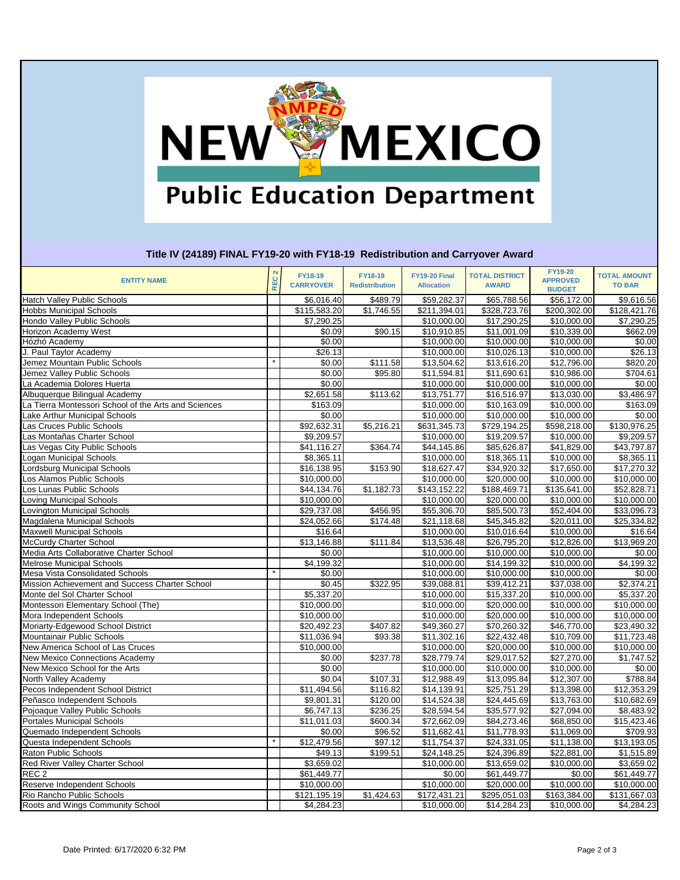# NEW MEXICO Public Education Department

## Title IV (24189) FINAL FY19-20 with FY18-19 Redistribution and Carryover Award

| ENTITY NAME | REC 2 | FY18-19 CARRYOVER | FY18-19 Redistribution | FY19-20 Final Allocation | TOTAL DISTRICT AWARD | FY19-20 APPROVED BUDGET | TOTAL AMOUNT TO BAR |
|---|---|---|---|---|---|---|---|
| Hatch Valley Public Schools | | $6,016.40 | $489.79 | $59,282.37 | $65,788.56 | $56,172.00 | $9,616.56 |
| Hobbs Municipal Schools | | $115,583.20 | $1,746.55 | $211,394.01 | $328,723.76 | $200,302.00 | $128,421.76 |
| Hondo Valley Public Schools | | $7,290.25 | | $10,000.00 | $17,290.25 | $10,000.00 | $7,290.25 |
| Horizon Academy West | | $0.09 | $90.15 | $10,910.85 | $11,001.09 | $10,339.00 | $662.09 |
| Hózhó Academy | | $0.00 | | $10,000.00 | $10,000.00 | $10,000.00 | $0.00 |
| J. Paul Taylor Academy | | $26.13 | | $10,000.00 | $10,026.13 | $10,000.00 | $26.13 |
| Jemez Mountain Public Schools | * | $0.00 | $111.58 | $13,504.62 | $13,616.20 | $12,796.00 | $820.20 |
| Jemez Valley Public Schools | | $0.00 | $95.80 | $11,594.81 | $11,690.61 | $10,986.00 | $704.61 |
| La Academia Dolores Huerta | | $0.00 | | $10,000.00 | $10,000.00 | $10,000.00 | $0.00 |
| Albuquerque Bilingual Academy | | $2,651.58 | $113.62 | $13,751.77 | $16,516.97 | $13,030.00 | $3,486.97 |
| La Tierra Montessori School of the Arts and Sciences | | $163.09 | | $10,000.00 | $10,163.09 | $10,000.00 | $163.09 |
| Lake Arthur Municipal Schools | | $0.00 | | $10,000.00 | $10,000.00 | $10,000.00 | $0.00 |
| Las Cruces Public Schools | | $92,632.31 | $5,216.21 | $631,345.73 | $729,194.25 | $598,218.00 | $130,976.25 |
| Las Montañas Charter School | | $9,209.57 | | $10,000.00 | $19,209.57 | $10,000.00 | $9,209.57 |
| Las Vegas City Public Schools | | $41,116.27 | $364.74 | $44,145.86 | $85,626.87 | $41,829.00 | $43,797.87 |
| Logan Municipal Schools | | $8,365.11 | | $10,000.00 | $18,365.11 | $10,000.00 | $8,365.11 |
| Lordsburg Municipal Schools | | $16,138.95 | $153.90 | $18,627.47 | $34,920.32 | $17,650.00 | $17,270.32 |
| Los Alamos Public Schools | | $10,000.00 | | $10,000.00 | $20,000.00 | $10,000.00 | $10,000.00 |
| Los Lunas Public Schools | | $44,134.76 | $1,182.73 | $143,152.22 | $188,469.71 | $135,641.00 | $52,828.71 |
| Loving Municipal Schools | | $10,000.00 | | $10,000.00 | $20,000.00 | $10,000.00 | $10,000.00 |
| Lovington Municipal Schools | | $29,737.08 | $456.95 | $55,306.70 | $85,500.73 | $52,404.00 | $33,096.73 |
| Magdalena Municipal Schools | | $24,052.66 | $174.48 | $21,118.68 | $45,345.82 | $20,011.00 | $25,334.82 |
| Maxwell Municipal Schools | | $16.64 | | $10,000.00 | $10,016.64 | $10,000.00 | $16.64 |
| McCurdy Charter School | | $13,146.88 | $111.84 | $13,536.48 | $26,795.20 | $12,826.00 | $13,969.20 |
| Media Arts Collaborative Charter School | | $0.00 | | $10,000.00 | $10,000.00 | $10,000.00 | $0.00 |
| Melrose Municipal Schools | | $4,199.32 | | $10,000.00 | $14,199.32 | $10,000.00 | $4,199.32 |
| Mesa Vista Consolidated Schools | * | $0.00 | | $10,000.00 | $10,000.00 | $10,000.00 | $0.00 |
| Mission Achievement and Success Charter School | | $0.45 | $322.95 | $39,088.81 | $39,412.21 | $37,038.00 | $2,374.21 |
| Monte del Sol Charter School | | $5,337.20 | | $10,000.00 | $15,337.20 | $10,000.00 | $5,337.20 |
| Montessori Elementary School (The) | | $10,000.00 | | $10,000.00 | $20,000.00 | $10,000.00 | $10,000.00 |
| Mora Independent Schools | | $10,000.00 | | $10,000.00 | $20,000.00 | $10,000.00 | $10,000.00 |
| Moriarty-Edgewood School District | | $20,492.23 | $407.82 | $49,360.27 | $70,260.32 | $46,770.00 | $23,490.32 |
| Mountainair Public Schools | | $11,036.94 | $93.38 | $11,302.16 | $22,432.48 | $10,709.00 | $11,723.48 |
| New America School of Las Cruces | | $10,000.00 | | $10,000.00 | $20,000.00 | $10,000.00 | $10,000.00 |
| New Mexico Connections Academy | | $0.00 | $237.78 | $28,779.74 | $29,017.52 | $27,270.00 | $1,747.52 |
| New Mexico School for the Arts | | $0.00 | | $10,000.00 | $10,000.00 | $10,000.00 | $0.00 |
| North Valley Academy | | $0.04 | $107.31 | $12,988.49 | $13,095.84 | $12,307.00 | $788.84 |
| Pecos Independent School District | | $11,494.56 | $116.82 | $14,139.91 | $25,751.29 | $13,398.00 | $12,353.29 |
| Peñasco Independent Schools | | $9,801.31 | $120.00 | $14,524.38 | $24,445.69 | $13,763.00 | $10,682.69 |
| Pojoaque Valley Public Schools | | $6,747.13 | $236.25 | $28,594.54 | $35,577.92 | $27,094.00 | $8,483.92 |
| Portales Municipal Schools | | $11,011.03 | $600.34 | $72,662.09 | $84,273.46 | $68,850.00 | $15,423.46 |
| Quemado Independent Schools | | $0.00 | $96.52 | $11,682.41 | $11,778.93 | $11,069.00 | $709.93 |
| Questa Independent Schools | * | $12,479.56 | $97.12 | $11,754.37 | $24,331.05 | $11,138.00 | $13,193.05 |
| Raton Public Schools | | $49.13 | $199.51 | $24,148.25 | $24,396.89 | $22,881.00 | $1,515.89 |
| Red River Valley Charter School | | $3,659.02 | | $10,000.00 | $13,659.02 | $10,000.00 | $3,659.02 |
| REC 2 | | $61,449.77 | | $0.00 | $61,449.77 | $0.00 | $61,449.77 |
| Reserve Independent Schools | | $10,000.00 | | $10,000.00 | $20,000.00 | $10,000.00 | $10,000.00 |
| Rio Rancho Public Schools | | $121,195.19 | $1,424.63 | $172,431.21 | $295,051.03 | $163,384.00 | $131,667.03 |
| Roots and Wings Community School | | $4,284.23 | | $10,000.00 | $14,284.23 | $10,000.00 | $4,284.23 |

Date Printed: 6/17/2020 6:32 PM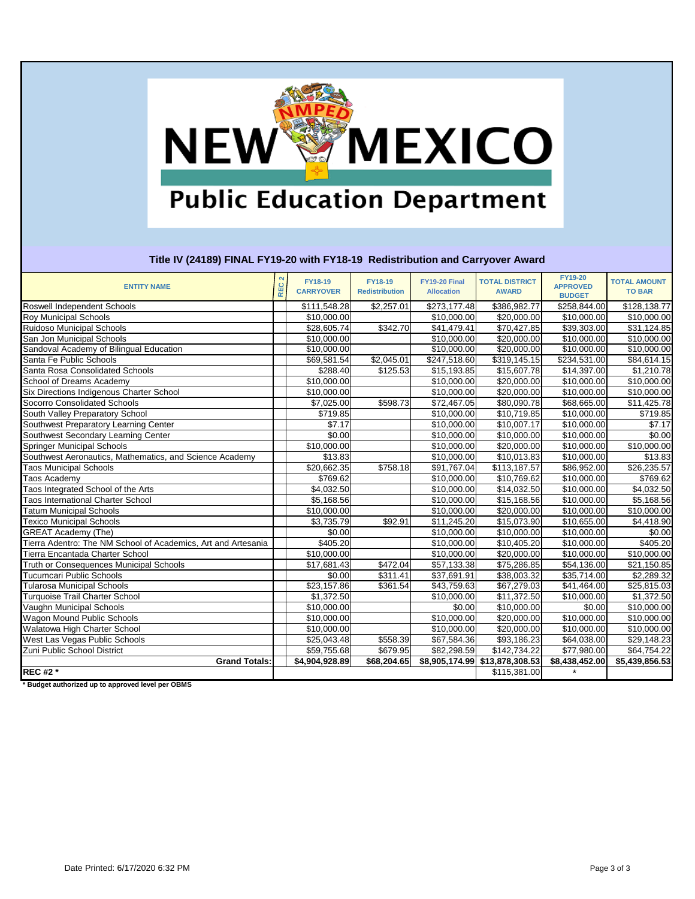New Mexico Public Education Department

### Title IV (24189) FINAL FY19-20 with FY18-19 Redistribution and Carryover Award

| ENTITY NAME | REC 2 | FY18-19 CARRYOVER | FY18-19 Redistribution | FY19-20 Final Allocation | TOTAL DISTRICT AWARD | FY19-20 APPROVED BUDGET | TOTAL AMOUNT TO BAR |
|---|---|---|---|---|---|---|---|
| Roswell Independent Schools | | $111,548.28 | $2,257.01 | $273,177.48 | $386,982.77 | $258,844.00 | $128,138.77 |
| Roy Municipal Schools | | $10,000.00 | | $10,000.00 | $20,000.00 | $10,000.00 | $10,000.00 |
| Ruidoso Municipal Schools | | $28,605.74 | $342.70 | $41,479.41 | $70,427.85 | $39,303.00 | $31,124.85 |
| San Jon Municipal Schools | | $10,000.00 | | $10,000.00 | $20,000.00 | $10,000.00 | $10,000.00 |
| Sandoval Academy of Bilingual Education | | $10,000.00 | | $10,000.00 | $20,000.00 | $10,000.00 | $10,000.00 |
| Santa Fe Public Schools | | $69,581.54 | $2,045.01 | $247,518.60 | $319,145.15 | $234,531.00 | $84,614.15 |
| Santa Rosa Consolidated Schools | | $288.40 | $125.53 | $15,193.85 | $15,607.78 | $14,397.00 | $1,210.78 |
| School of Dreams Academy | | $10,000.00 | | $10,000.00 | $20,000.00 | $10,000.00 | $10,000.00 |
| Six Directions Indigenous Charter School | | $10,000.00 | | $10,000.00 | $20,000.00 | $10,000.00 | $10,000.00 |
| Socorro Consolidated Schools | | $7,025.00 | $598.73 | $72,467.05 | $80,090.78 | $68,665.00 | $11,425.78 |
| South Valley Preparatory School | | $719.85 | | $10,000.00 | $10,719.85 | $10,000.00 | $719.85 |
| Southwest Preparatory Learning Center | | $7.17 | | $10,000.00 | $10,007.17 | $10,000.00 | $7.17 |
| Southwest Secondary Learning Center | | $0.00 | | $10,000.00 | $10,000.00 | $10,000.00 | $0.00 |
| Springer Municipal Schools | | $10,000.00 | | $10,000.00 | $20,000.00 | $10,000.00 | $10,000.00 |
| Southwest Aeronautics, Mathematics, and Science Academy | | $13.83 | | $10,000.00 | $10,013.83 | $10,000.00 | $13.83 |
| Taos Municipal Schools | | $20,662.35 | $758.18 | $91,767.04 | $113,187.57 | $86,952.00 | $26,235.57 |
| Taos Academy | | $769.62 | | $10,000.00 | $10,769.62 | $10,000.00 | $769.62 |
| Taos Integrated School of the Arts | | $4,032.50 | | $10,000.00 | $14,032.50 | $10,000.00 | $4,032.50 |
| Taos International Charter School | | $5,168.56 | | $10,000.00 | $15,168.56 | $10,000.00 | $5,168.56 |
| Tatum Municipal Schools | | $10,000.00 | | $10,000.00 | $20,000.00 | $10,000.00 | $10,000.00 |
| Texico Municipal Schools | | $3,735.79 | $92.91 | $11,245.20 | $15,073.90 | $10,655.00 | $4,418.90 |
| GREAT Academy (The) | | $0.00 | | $10,000.00 | $10,000.00 | $10,000.00 | $0.00 |
| Tierra Adentro: The NM School of Academics, Art and Artesania | | $405.20 | | $10,000.00 | $10,405.20 | $10,000.00 | $405.20 |
| Tierra Encantada Charter School | | $10,000.00 | | $10,000.00 | $20,000.00 | $10,000.00 | $10,000.00 |
| Truth or Consequences Municipal Schools | | $17,681.43 | $472.04 | $57,133.38 | $75,286.85 | $54,136.00 | $21,150.85 |
| Tucumcari Public Schools | | $0.00 | $311.41 | $37,691.91 | $38,003.32 | $35,714.00 | $2,289.32 |
| Tularosa Municipal Schools | | $23,157.86 | $361.54 | $43,759.63 | $67,279.03 | $41,464.00 | $25,815.03 |
| Turquoise Trail Charter School | | $1,372.50 | | $10,000.00 | $11,372.50 | $10,000.00 | $1,372.50 |
| Vaughn Municipal Schools | | $10,000.00 | | $0.00 | $10,000.00 | $0.00 | $10,000.00 |
| Wagon Mound Public Schools | | $10,000.00 | | $10,000.00 | $20,000.00 | $10,000.00 | $10,000.00 |
| Walatowa High Charter School | | $10,000.00 | | $10,000.00 | $20,000.00 | $10,000.00 | $10,000.00 |
| West Las Vegas Public Schools | | $25,043.48 | $558.39 | $67,584.36 | $93,186.23 | $64,038.00 | $29,148.23 |
| Zuni Public School District | | $59,755.68 | $679.95 | $82,298.59 | $142,734.22 | $77,980.00 | $64,754.22 |
| **Grand Totals:** | | **$4,904,928.89** | **$68,204.65** | **$8,905,174.99** | **$13,878,308.53** | **$8,438,452.00** | **$5,439,856.53** |
| **REC #2 *** | | | | | $115,381.00 | * | |

**\* Budget authorized up to approved level per OBMS**

Date Printed: 6/17/2020 6:32 PM